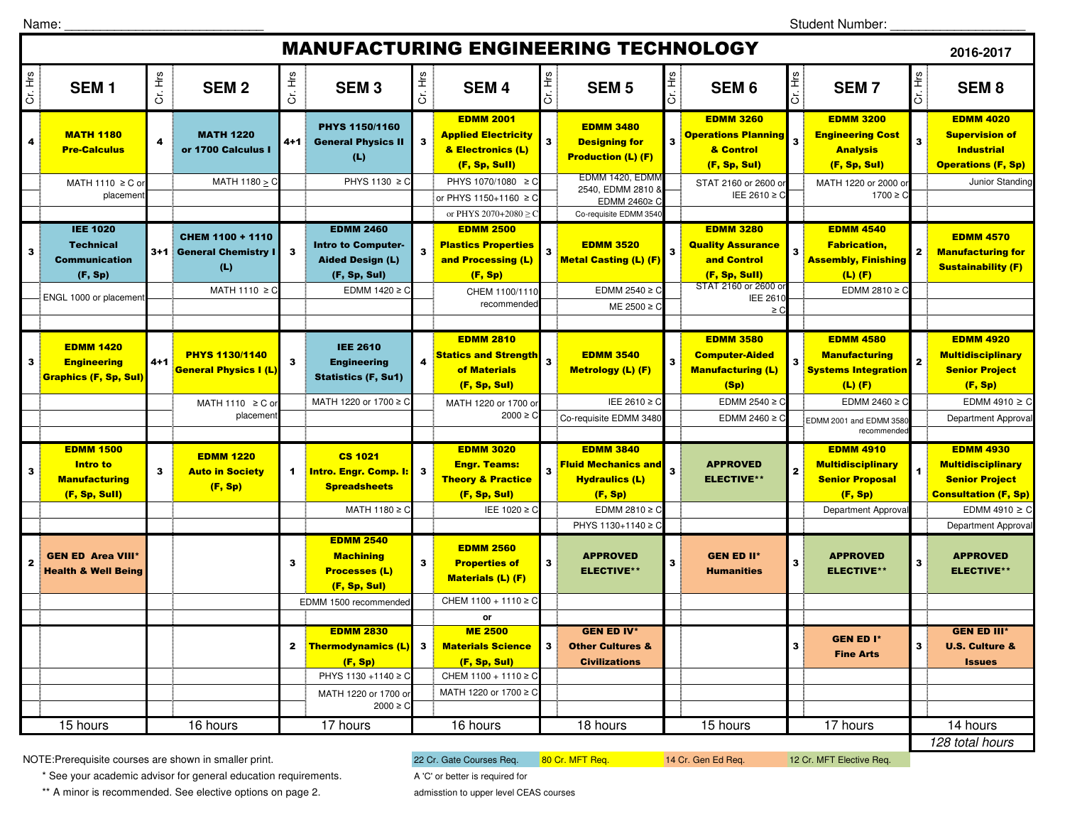Name: ___________________________ Student Number: ___________________

# MANUFACTURING ENGINEERING TECHNOLOGY

2016-2017

| Cr. Hrs | SEM 1 | Cr. Hrs | SEM 2 | Cr. Hrs | SEM 3 | Cr. Hrs | SEM 4 | Cr. Hrs | SEM 5 | Cr. Hrs | SEM 6 | Cr. Hrs | SEM 7 | Cr. Hrs | SEM 8 |
|---|---|---|---|---|---|---|---|---|---|---|---|---|---|---|---|
| 4 | **MATH 1180 Pre-Calculus** | 4 | **MATH 1220 or 1700 Calculus I** | 4+1 | **PHYS 1150/1160 General Physics II (L)** | 3 | **EDMM 2001 Applied Electricity & Electronics (L) (F, Sp, Sul)** | 3 | **EDMM 3480 Designing for Production (L) (F)** | 3 | **EDMM 3260 Operations Planning & Control (F, Sp, Sul)** | 3 | **EDMM 3200 Engineering Cost Analysis (F, Sp, Sul)** | 3 | **EDMM 4020 Supervision of Industrial Operations (F, Sp)** |
| | MATH 1110 ≥ C or placement | | MATH 1180 ≥ C | | PHYS 1130 ≥ C | | PHYS 1070/1080 ≥ C or PHYS 1150+1160 ≥ C or PHYS 2070+2080 ≥ C | | EDMM 1420, EDMM 2540, EDMM 2810 & EDMM 2460≥ C; Co-requisite EDMM 3540 | | STAT 2160 or 2600 or IEE 2610 ≥ C | | MATH 1220 or 2000 or 1700 ≥ C | | Junior Standing |
| 3 | **IEE 1020 Technical Communication (F, Sp)** | 3+1 | **CHEM 1100 + 1110 General Chemistry I (L)** | 3 | **EDMM 2460 Intro to Computer-Aided Design (L) (F, Sp, Sul)** | 3 | **EDMM 2500 Plastics Properties and Processing (L) (F, Sp)** | 3 | **EDMM 3520 Metal Casting (L) (F)** | 3 | **EDMM 3280 Quality Assurance and Control (F, Sp, Sull)** | 3 | **EDMM 4540 Fabrication, Assembly, Finishing (L) (F)** | 2 | **EDMM 4570 Manufacturing for Sustainability (F)** |
| | ENGL 1000 or placement | | MATH 1110 ≥ C | | EDMM 1420 ≥ C | | CHEM 1100/1110 recommended | | EDMM 2540 ≥ C; ME 2500 ≥ C | | STAT 2160 or 2600 or IEE 2610 ≥ C | | EDMM 2810 ≥ C | | |
| 3 | **EDMM 1420 Engineering Graphics (F, Sp, Sul)** | 4+1 | **PHYS 1130/1140 General Physics I (L)** | 3 | **IEE 2610 Engineering Statistics (F, Su1)** | 4 | **EDMM 2810 Statics and Strength of Materials (F, Sp, Sul)** | 3 | **EDMM 3540 Metrology (L) (F)** | 3 | **EDMM 3580 Computer-Aided Manufacturing (L) (Sp)** | 3 | **EDMM 4580 Manufacturing Systems Integration (L) (F)** | 2 | **EDMM 4920 Multidisciplinary Senior Project (F, Sp)** |
| | | | MATH 1110 ≥ C or placement | | MATH 1220 or 1700 ≥ C | | MATH 1220 or 1700 or 2000 ≥ C | | IEE 2610 ≥ C; Co-requisite EDMM 3480 | | EDMM 2540 ≥ C; EDMM 2460 ≥ C | | EDMM 2460 ≥ C; EDMM 2001 and EDMM 3580 recommended | | EDMM 4910 ≥ C; Department Approval |
| 3 | **EDMM 1500 Intro to Manufacturing (F, Sp, Sull)** | 3 | **EDMM 1220 Auto in Society (F, Sp)** | 1 | **CS 1021 Intro. Engr. Comp. I: Spreadsheets** | 3 | **EDMM 3020 Engr. Teams: Theory & Practice (F, Sp, Sul)** | 3 | **EDMM 3840 Fluid Mechanics and Hydraulics (L) (F, Sp)** | 3 | **APPROVED ELECTIVE**** | 2 | **EDMM 4910 Multidisciplinary Senior Proposal (F, Sp)** | 1 | **EDMM 4930 Multidisciplinary Senior Project Consultation (F, Sp)** |
| | | | | | MATH 1180 ≥ C | | IEE 1020 ≥ C | | EDMM 2810 ≥ C; PHYS 1130+1140 ≥ C | | | | Department Approval | | EDMM 4910 ≥ C; Department Approval |
| 2 | **GEN ED Area VIII* Health & Well Being** | | | 3 | **EDMM 2540 Machining Processes (L) (F, Sp, Sul)** | 3 | **EDMM 2560 Properties of Materials (L) (F)** | 3 | **APPROVED ELECTIVE**** | 3 | **GEN ED II* Humanities** | 3 | **APPROVED ELECTIVE**** | 3 | **APPROVED ELECTIVE**** |
| | | | | | EDMM 1500 recommended | | CHEM 1100 + 1110 ≥ C; or | | | | | | | | |
| | | | | 2 | **EDMM 2830 Thermodynamics (L) (F, Sp)** | 3 | **ME 2500 Materials Science (F, Sp, Sul)** | 3 | **GEN ED IV* Other Cultures & Civilizations** | | | 3 | **GEN ED I* Fine Arts** | 3 | **GEN ED III* U.S. Culture & Issues** |
| | | | | | PHYS 1130 +1140 ≥ C; MATH 1220 or 1700 or 2000 ≥ C | | CHEM 1100 + 1110 ≥ C; MATH 1220 or 1700 ≥ C | | | | | | | | |
| | 15 hours | | 16 hours | | 17 hours | | 16 hours | | 18 hours | | 15 hours | | 17 hours | | 14 hours |
| | | | | | | | | | | | | | | | *128 total hours* |

NOTE: Prerequisite courses are shown in smaller print.

\* See your academic advisor for general education requirements.

\*\* A minor is recommended. See elective options on page 2.

| 22 Cr. Gate Courses Req. | 80 Cr. MFT Req. | 14 Cr. Gen Ed Req. | 12 Cr. MFT Elective Req. |
|---|---|---|---|

A 'C' or better is required for admisstion to upper level CEAS courses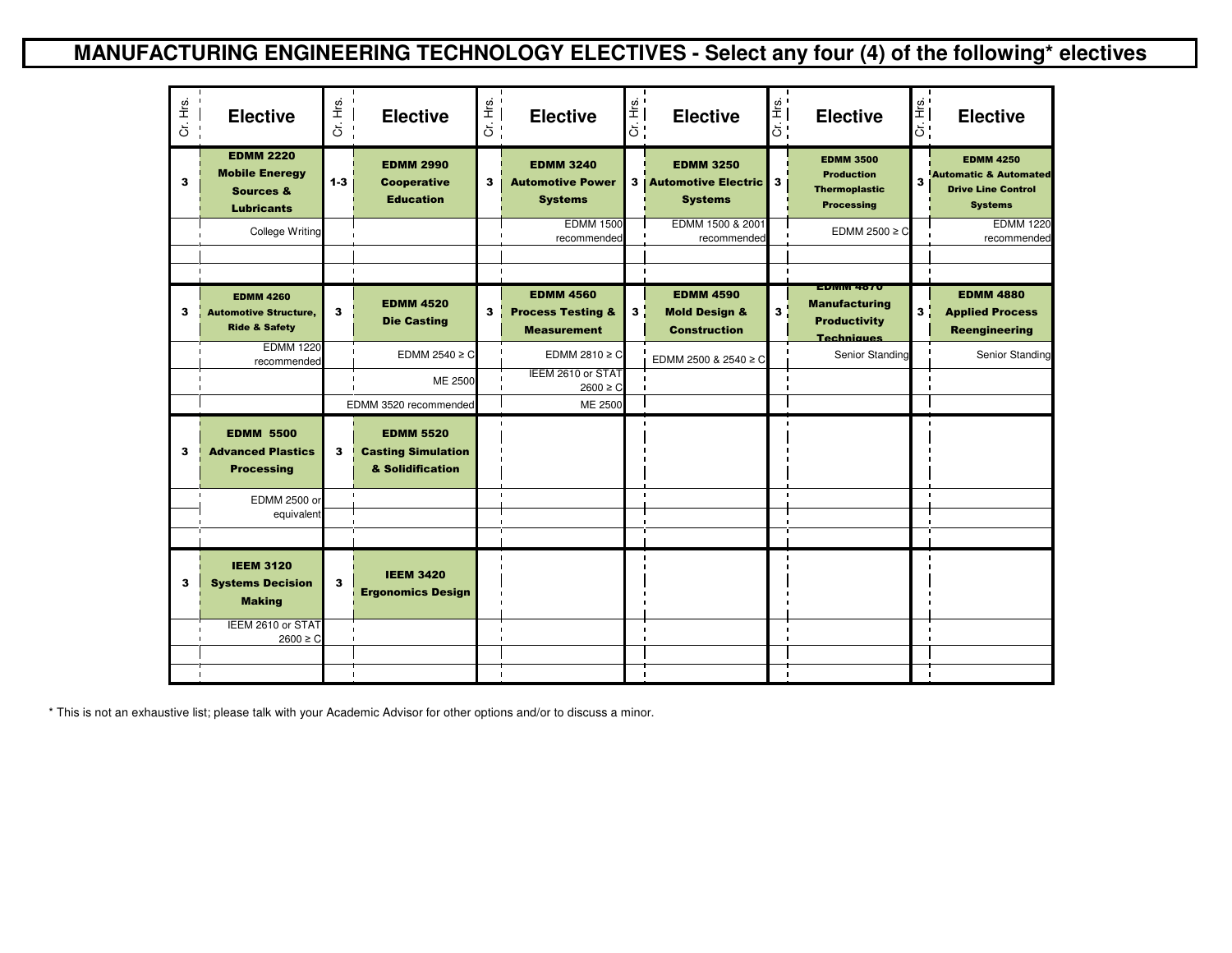# MANUFACTURING ENGINEERING TECHNOLOGY ELECTIVES - Select any four (4) of the following* electives

| Cr. Hrs. | Elective | Cr. Hrs. | Elective | Cr. Hrs. | Elective | Cr. Hrs. | Elective | Cr. Hrs. | Elective | Cr. Hrs. | Elective |
|---|---|---|---|---|---|---|---|---|---|---|---|
| 3 | **EDMM 2220 Mobile Eneregy Sources & Lubricants** | 1-3 | **EDMM 2990 Cooperative Education** | 3 | **EDMM 3240 Automotive Power Systems** | 3 | **EDMM 3250 Automotive Electric Systems** | 3 | **EDMM 3500 Production Thermoplastic Processing** | 3 | **EDMM 4250 Automatic & Automated Drive Line Control Systems** |
| | College Writing | | | | EDMM 1500 recommended | | EDMM 1500 & 2001 recommended | | EDMM 2500 ≥ C | | EDMM 1220 recommended |
| 3 | **EDMM 4260 Automotive Structure, Ride & Safety** | 3 | **EDMM 4520 Die Casting** | 3 | **EDMM 4560 Process Testing & Measurement** | 3 | **EDMM 4590 Mold Design & Construction** | 3 | **EDMM 4870 Manufacturing Productivity Techniques** | 3 | **EDMM 4880 Applied Process Reengineering** |
| | EDMM 1220 recommended | | EDMM 2540 ≥ C | | EDMM 2810 ≥ C | | EDMM 2500 & 2540 ≥ C | | Senior Standing | | Senior Standing |
| | | | ME 2500 | | IEEM 2610 or STAT 2600 ≥ C | | | | | | |
| | | | EDMM 3520 recommended | | ME 2500 | | | | | | |
| 3 | **EDMM 5500 Advanced Plastics Processing** | 3 | **EDMM 5520 Casting Simulation & Solidification** | | | | | | | | |
| | EDMM 2500 or equivalent | | | | | | | | | | |
| 3 | **IEEM 3120 Systems Decision Making** | 3 | **IEEM 3420 Ergonomics Design** | | | | | | | | |
| | IEEM 2610 or STAT 2600 ≥ C | | | | | | | | | | |

\* This is not an exhaustive list; please talk with your Academic Advisor for other options and/or to discuss a minor.